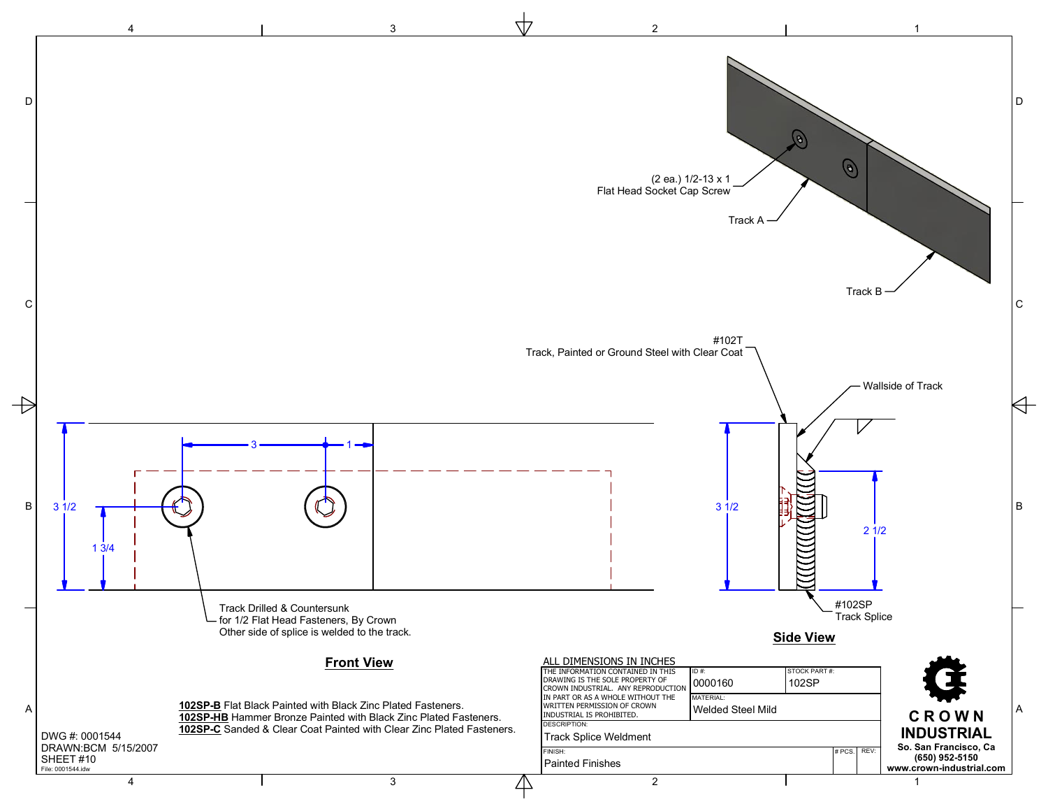(2 ea.) 1/2-13 x 1
Flat Head Socket Cap Screw

Track A

Track B

#102T
Track, Painted or Ground Steel with Clear Coat

Wallside of Track

3 1/2

1 3/4

3

1

3 1/2

2 1/2

Track Drilled & Countersunk
for 1/2 Flat Head Fasteners, By Crown
Other side of splice is welded to the track.

#102SP
Track Splice

**Side View**

**Front View**

**102SP-B** Flat Black Painted with Black Zinc Plated Fasteners.
**102SP-HB** Hammer Bronze Painted with Black Zinc Plated Fasteners.
**102SP-C** Sanded & Clear Coat Painted with Clear Zinc Plated Fasteners.

DWG #: 0001544
DRAWN:BCM 5/15/2007
SHEET #10
File: 0001544.idw

ALL DIMENSIONS IN INCHES

| THE INFORMATION CONTAINED IN THIS DRAWING IS THE SOLE PROPERTY OF CROWN INDUSTRIAL. ANY REPRODUCTION IN PART OR AS A WHOLE WITHOUT THE WRITTEN PERMISSION OF CROWN INDUSTRIAL IS PROHIBITED. | ID #: 0000160 | STOCK PART #: 102SP |
|---|---|---|
| | MATERIAL: Welded Steel Mild | |
| DESCRIPTION: Track Splice Weldment | | |
| FINISH: Painted Finishes | # PCS. | REV: |

CROWN INDUSTRIAL
So. San Francisco, Ca
(650) 952-5150
www.crown-industrial.com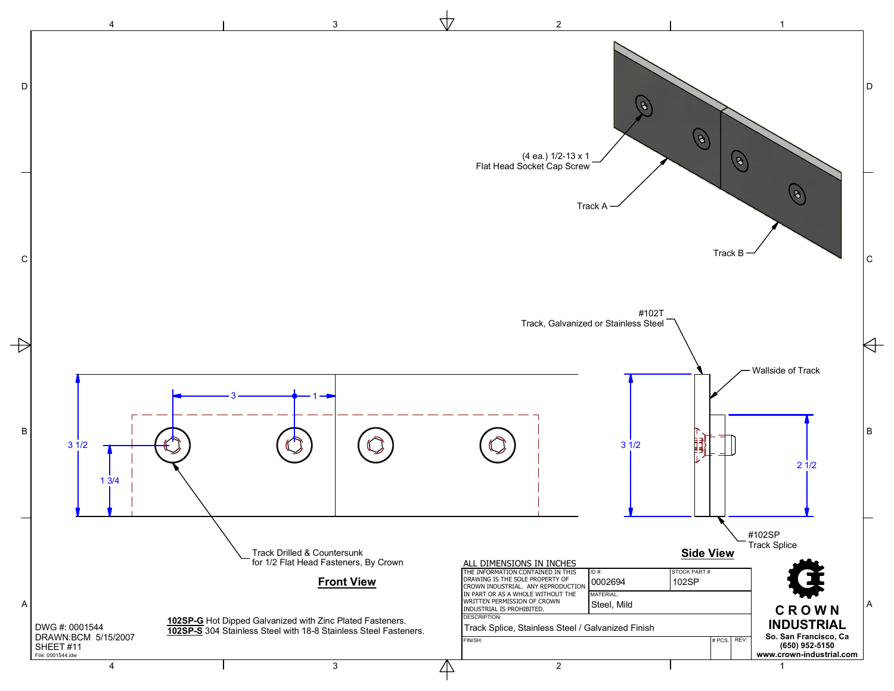(4 ea.) 1/2-13 x 1
Flat Head Socket Cap Screw

Track A

Track B

#102T
Track, Galvanized or Stainless Steel

Wallside of Track

3
1
3 1/2
1 3/4

3 1/2
2 1/2

Track Drilled & Countersunk
for 1/2 Flat Head Fasteners, By Crown

#102SP
Track Splice

**Front View**

**Side View**

ALL DIMENSIONS IN INCHES

| | | |
|---|---|---|
| THE INFORMATION CONTAINED IN THIS DRAWING IS THE SOLE PROPERTY OF CROWN INDUSTRIAL. ANY REPRODUCTION IN PART OR AS A WHOLE WITHOUT THE WRITTEN PERMISSION OF CROWN INDUSTRIAL IS PROHIBITED. | ID #: 0002694 | STOCK PART #: 102SP |
| | MATERIAL: Steel, Mild | |
| DESCRIPTION: Track Splice, Stainless Steel / Galvanized Finish | | |
| FINISH: | # PCS. | REV: |

**CROWN INDUSTRIAL**
**So. San Francisco, Ca**
**(650) 952-5150**
**www.crown-industrial.com**

**102SP-G** Hot Dipped Galvanized with Zinc Plated Fasteners.
**102SP-S** 304 Stainless Steel with 18-8 Stainless Steel Fasteners.

DWG #: 0001544
DRAWN:BCM 5/15/2007
SHEET #11
File: 0001544.idw